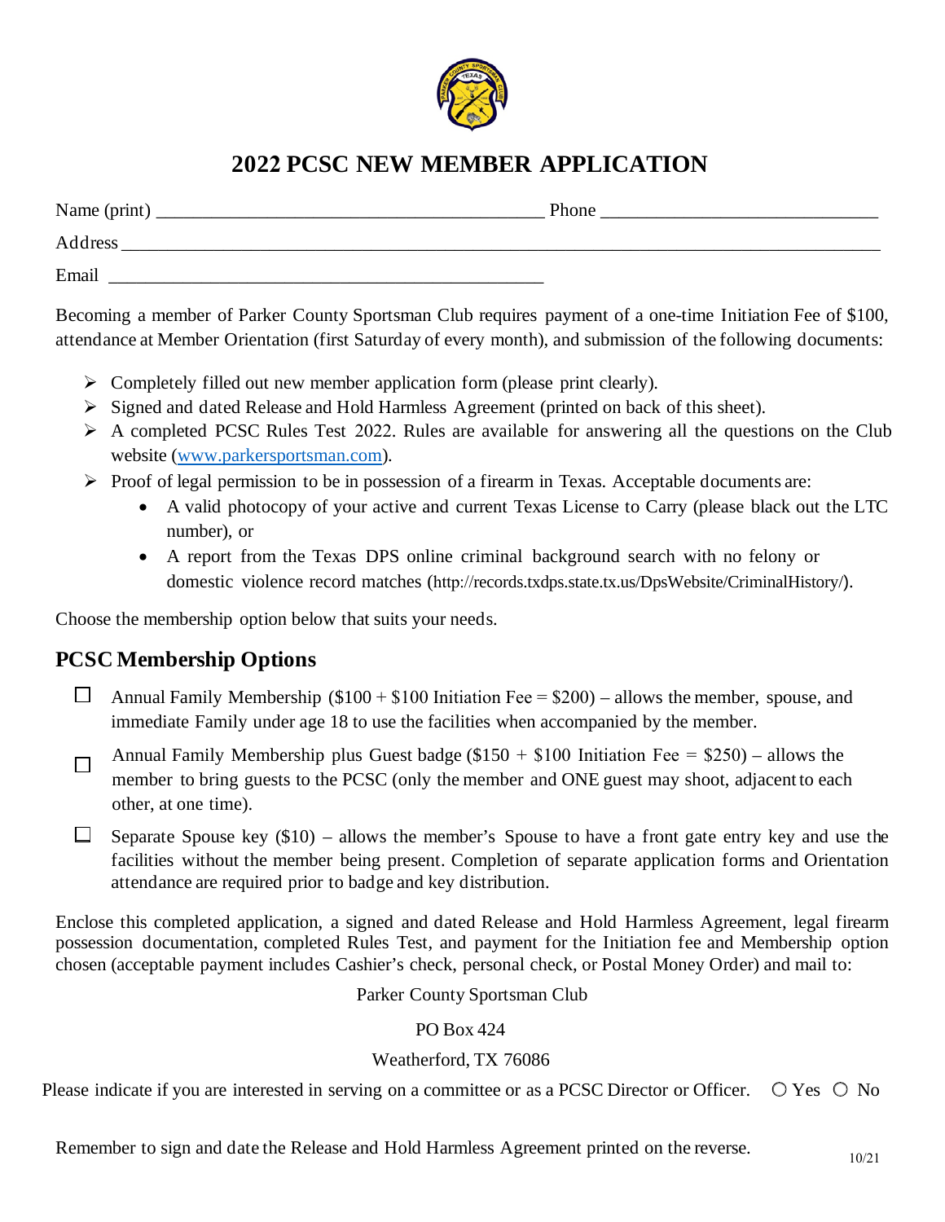# 2022 PCSC NEW MEMBER APPLICATION

Name (print) ________________________________________ Phone ____________________________

Address ________________________________________________________________________________

Email ________________________________________________

Becoming a member of Parker County Sportsman Club requires payment of a one-time Initiation Fee of $100, attendance at Member Orientation (first Saturday of every month), and submission of the following documents:

- Completely filled out new member application form (please print clearly).
- Signed and dated Release and Hold Harmless Agreement (printed on back of this sheet).
- A completed PCSC Rules Test 2022. Rules are available for answering all the questions on the Club website (www.parkersportsman.com).
- Proof of legal permission to be in possession of a firearm in Texas. Acceptable documents are:
  - A valid photocopy of your active and current Texas License to Carry (please black out the LTC number), or
  - A report from the Texas DPS online criminal background search with no felony or domestic violence record matches (http://records.txdps.state.tx.us/DpsWebsite/CriminalHistory/).

Choose the membership option below that suits your needs.

## PCSC Membership Options

☐ Annual Family Membership ($100 + $100 Initiation Fee = $200) – allows the member, spouse, and immediate Family under age 18 to use the facilities when accompanied by the member.

☐ Annual Family Membership plus Guest badge ($150 + $100 Initiation Fee = $250) – allows the member to bring guests to the PCSC (only the member and ONE guest may shoot, adjacent to each other, at one time).

☐ Separate Spouse key ($10) – allows the member's Spouse to have a front gate entry key and use the facilities without the member being present. Completion of separate application forms and Orientation attendance are required prior to badge and key distribution.

Enclose this completed application, a signed and dated Release and Hold Harmless Agreement, legal firearm possession documentation, completed Rules Test, and payment for the Initiation fee and Membership option chosen (acceptable payment includes Cashier's check, personal check, or Postal Money Order) and mail to:

Parker County Sportsman Club

PO Box 424

Weatherford, TX 76086

Please indicate if you are interested in serving on a committee or as a PCSC Director or Officer. ○ Yes ○ No

Remember to sign and date the Release and Hold Harmless Agreement printed on the reverse.

10/21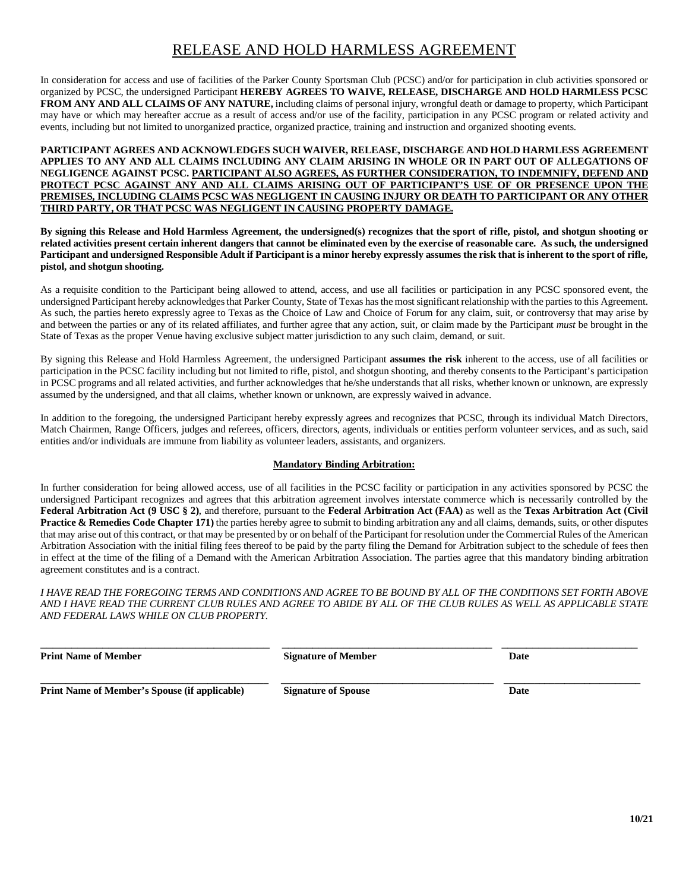# RELEASE AND HOLD HARMLESS AGREEMENT

In consideration for access and use of facilities of the Parker County Sportsman Club (PCSC) and/or for participation in club activities sponsored or organized by PCSC, the undersigned Participant **HEREBY AGREES TO WAIVE, RELEASE, DISCHARGE AND HOLD HARMLESS PCSC FROM ANY AND ALL CLAIMS OF ANY NATURE,** including claims of personal injury, wrongful death or damage to property, which Participant may have or which may hereafter accrue as a result of access and/or use of the facility, participation in any PCSC program or related activity and events, including but not limited to unorganized practice, organized practice, training and instruction and organized shooting events.

**PARTICIPANT AGREES AND ACKNOWLEDGES SUCH WAIVER, RELEASE, DISCHARGE AND HOLD HARMLESS AGREEMENT APPLIES TO ANY AND ALL CLAIMS INCLUDING ANY CLAIM ARISING IN WHOLE OR IN PART OUT OF ALLEGATIONS OF NEGLIGENCE AGAINST PCSC. <u>PARTICIPANT ALSO AGREES, AS FURTHER CONSIDERATION, TO INDEMNIFY, DEFEND AND PROTECT PCSC AGAINST ANY AND ALL CLAIMS ARISING OUT OF PARTICIPANT'S USE OF OR PRESENCE UPON THE PREMISES, INCLUDING CLAIMS PCSC WAS NEGLIGENT IN CAUSING INJURY OR DEATH TO PARTICIPANT OR ANY OTHER THIRD PARTY, OR THAT PCSC WAS NEGLIGENT IN CAUSING PROPERTY DAMAGE.</u>**

**By signing this Release and Hold Harmless Agreement, the undersigned(s) recognizes that the sport of rifle, pistol, and shotgun shooting or related activities present certain inherent dangers that cannot be eliminated even by the exercise of reasonable care. As such, the undersigned Participant and undersigned Responsible Adult if Participant is a minor hereby expressly assumes the risk that is inherent to the sport of rifle, pistol, and shotgun shooting.**

As a requisite condition to the Participant being allowed to attend, access, and use all facilities or participation in any PCSC sponsored event, the undersigned Participant hereby acknowledges that Parker County, State of Texas has the most significant relationship with the parties to this Agreement. As such, the parties hereto expressly agree to Texas as the Choice of Law and Choice of Forum for any claim, suit, or controversy that may arise by and between the parties or any of its related affiliates, and further agree that any action, suit, or claim made by the Participant *must* be brought in the State of Texas as the proper Venue having exclusive subject matter jurisdiction to any such claim, demand, or suit.

By signing this Release and Hold Harmless Agreement, the undersigned Participant **assumes the risk** inherent to the access, use of all facilities or participation in the PCSC facility including but not limited to rifle, pistol, and shotgun shooting, and thereby consents to the Participant's participation in PCSC programs and all related activities, and further acknowledges that he/she understands that all risks, whether known or unknown, are expressly assumed by the undersigned, and that all claims, whether known or unknown, are expressly waived in advance.

In addition to the foregoing, the undersigned Participant hereby expressly agrees and recognizes that PCSC, through its individual Match Directors, Match Chairmen, Range Officers, judges and referees, officers, directors, agents, individuals or entities perform volunteer services, and as such, said entities and/or individuals are immune from liability as volunteer leaders, assistants, and organizers.

**<u>Mandatory Binding Arbitration:</u>**

In further consideration for being allowed access, use of all facilities in the PCSC facility or participation in any activities sponsored by PCSC the undersigned Participant recognizes and agrees that this arbitration agreement involves interstate commerce which is necessarily controlled by the **Federal Arbitration Act (9 USC § 2)**, and therefore, pursuant to the **Federal Arbitration Act (FAA)** as well as the **Texas Arbitration Act (Civil Practice & Remedies Code Chapter 171)** the parties hereby agree to submit to binding arbitration any and all claims, demands, suits, or other disputes that may arise out of this contract, or that may be presented by or on behalf of the Participant for resolution under the Commercial Rules of the American Arbitration Association with the initial filing fees thereof to be paid by the party filing the Demand for Arbitration subject to the schedule of fees then in effect at the time of the filing of a Demand with the American Arbitration Association. The parties agree that this mandatory binding arbitration agreement constitutes and is a contract.

*I HAVE READ THE FOREGOING TERMS AND CONDITIONS AND AGREE TO BE BOUND BY ALL OF THE CONDITIONS SET FORTH ABOVE AND I HAVE READ THE CURRENT CLUB RULES AND AGREE TO ABIDE BY ALL OF THE CLUB RULES AS WELL AS APPLICABLE STATE AND FEDERAL LAWS WHILE ON CLUB PROPERTY.*

| ______________________________ | ______________________________ | ____________________ |
|---|---|---|
| **Print Name of Member** | **Signature of Member** | **Date** |
| ______________________________ | ______________________________ | ____________________ |
| **Print Name of Member's Spouse (if applicable)** | **Signature of Spouse** | **Date** |

**10/21**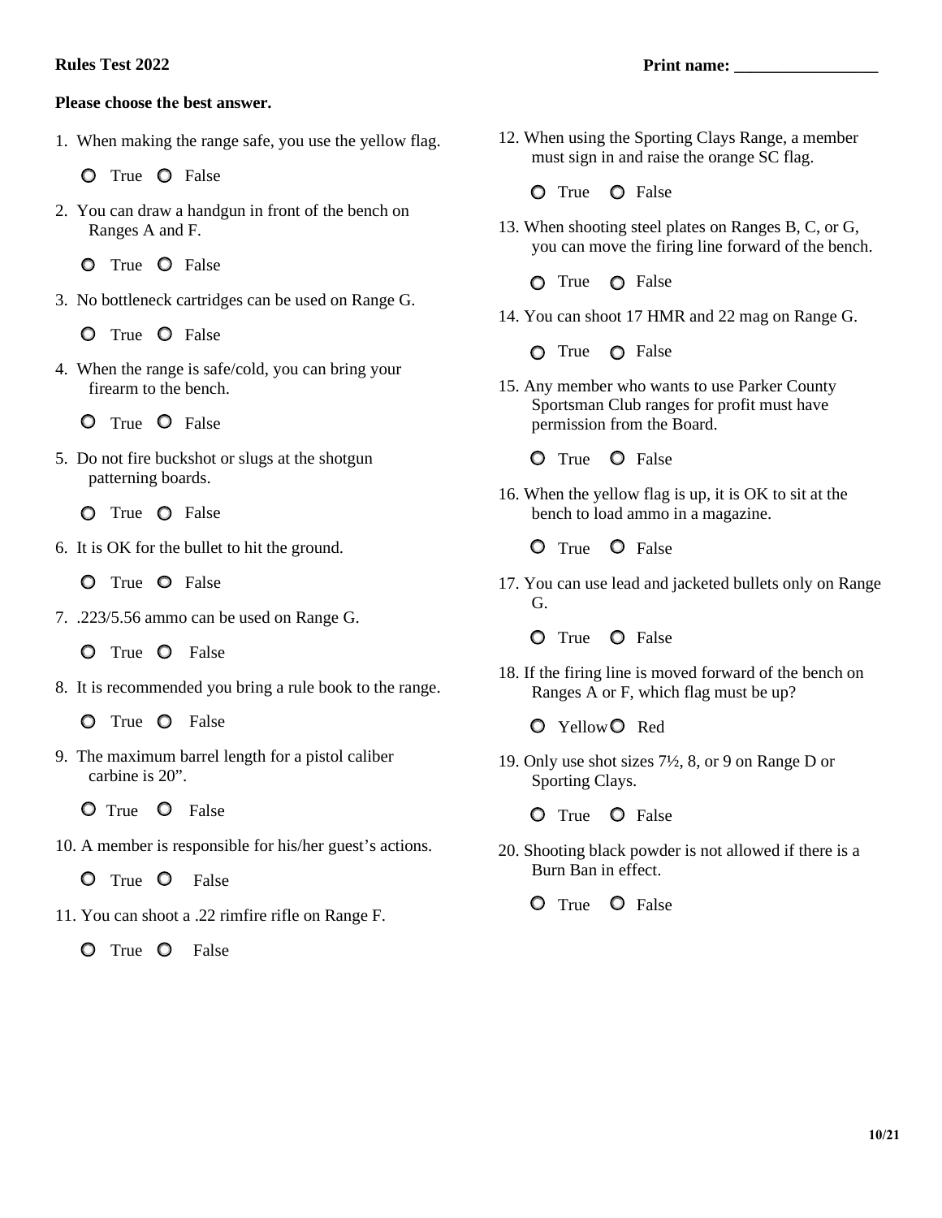**Rules Test 2022**

**Print name: \_\_\_\_\_\_\_\_\_\_\_\_\_\_\_\_\_**

**Please choose the best answer.**

1. When making the range safe, you use the yellow flag.

   ○ True ○ False

2. You can draw a handgun in front of the bench on Ranges A and F.

   ○ True ○ False

3. No bottleneck cartridges can be used on Range G.

   ○ True ○ False

4. When the range is safe/cold, you can bring your firearm to the bench.

   ○ True ○ False

5. Do not fire buckshot or slugs at the shotgun patterning boards.

   ○ True ○ False

6. It is OK for the bullet to hit the ground.

   ○ True ○ False

7. .223/5.56 ammo can be used on Range G.

   ○ True ○ False

8. It is recommended you bring a rule book to the range.

   ○ True ○ False

9. The maximum barrel length for a pistol caliber carbine is 20”.

   ○ True ○ False

10. A member is responsible for his/her guest’s actions.

    ○ True ○ False

11. You can shoot a .22 rimfire rifle on Range F.

    ○ True ○ False

12. When using the Sporting Clays Range, a member must sign in and raise the orange SC flag.

    ○ True ○ False

13. When shooting steel plates on Ranges B, C, or G, you can move the firing line forward of the bench.

    ○ True ○ False

14. You can shoot 17 HMR and 22 mag on Range G.

    ○ True ○ False

15. Any member who wants to use Parker County Sportsman Club ranges for profit must have permission from the Board.

    ○ True ○ False

16. When the yellow flag is up, it is OK to sit at the bench to load ammo in a magazine.

    ○ True ○ False

17. You can use lead and jacketed bullets only on Range G.

    ○ True ○ False

18. If the firing line is moved forward of the bench on Ranges A or F, which flag must be up?

    ○ Yellow ○ Red

19. Only use shot sizes 7½, 8, or 9 on Range D or Sporting Clays.

    ○ True ○ False

20. Shooting black powder is not allowed if there is a Burn Ban in effect.

    ○ True ○ False

10/21